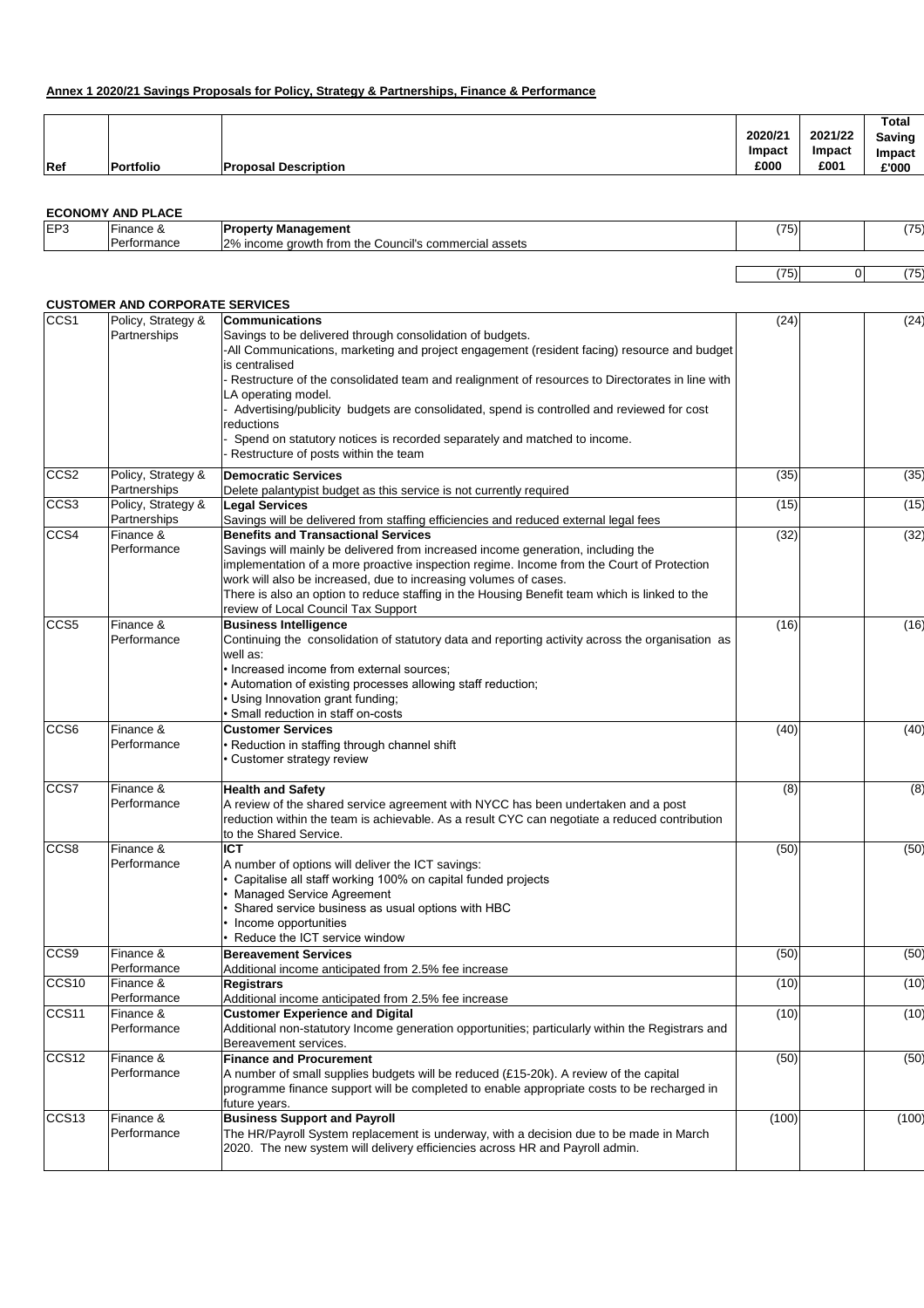**Annex 1 2020/21 Savings Proposals for Policy, Strategy & Partnerships, Finance & Performance**

| Ref | Portfolio | Proposal Description | 2020/21 Impact £000 | 2021/22 Impact £001 | Total Saving Impact £'000 |
|---|---|---|---|---|---|
| **ECONOMY AND PLACE** | | | | | |
| EP3 | Finance & Performance | **Property Management**<br>2% income growth from the Council's commercial assets | (75) | | (75) |
| | | | (75) | 0 | (75) |
| **CUSTOMER AND CORPORATE SERVICES** | | | | | |
| CCS1 | Policy, Strategy & Partnerships | **Communications**<br>Savings to be delivered through consolidation of budgets.<br>-All Communications, marketing and project engagement (resident facing) resource and budget is centralised<br>- Restructure of the consolidated team and realignment of resources to Directorates in line with LA operating model.<br>- Advertising/publicity budgets are consolidated, spend is controlled and reviewed for cost reductions<br>- Spend on statutory notices is recorded separately and matched to income.<br>- Restructure of posts within the team | (24) | | (24) |
| CCS2 | Policy, Strategy & Partnerships | **Democratic Services**<br>Delete palantypist budget as this service is not currently required | (35) | | (35) |
| CCS3 | Policy, Strategy & Partnerships | **Legal Services**<br>Savings will be delivered from staffing efficiencies and reduced external legal fees | (15) | | (15) |
| CCS4 | Finance & Performance | **Benefits and Transactional Services**<br>Savings will mainly be delivered from increased income generation, including the implementation of a more proactive inspection regime. Income from the Court of Protection work will also be increased, due to increasing volumes of cases.<br>There is also an option to reduce staffing in the Housing Benefit team which is linked to the review of Local Council Tax Support | (32) | | (32) |
| CCS5 | Finance & Performance | **Business Intelligence**<br>Continuing the consolidation of statutory data and reporting activity across the organisation as well as:<br>• Increased income from external sources;<br>• Automation of existing processes allowing staff reduction;<br>• Using Innovation grant funding;<br>• Small reduction in staff on-costs | (16) | | (16) |
| CCS6 | Finance & Performance | **Customer Services**<br>• Reduction in staffing through channel shift<br>• Customer strategy review | (40) | | (40) |
| CCS7 | Finance & Performance | **Health and Safety**<br>A review of the shared service agreement with NYCC has been undertaken and a post reduction within the team is achievable. As a result CYC can negotiate a reduced contribution to the Shared Service. | (8) | | (8) |
| CCS8 | Finance & Performance | **ICT**<br>A number of options will deliver the ICT savings:<br>• Capitalise all staff working 100% on capital funded projects<br>• Managed Service Agreement<br>• Shared service business as usual options with HBC<br>• Income opportunities<br>• Reduce the ICT service window | (50) | | (50) |
| CCS9 | Finance & Performance | **Bereavement Services**<br>Additional income anticipated from 2.5% fee increase | (50) | | (50) |
| CCS10 | Finance & Performance | **Registrars**<br>Additional income anticipated from 2.5% fee increase | (10) | | (10) |
| CCS11 | Finance & Performance | **Customer Experience and Digital**<br>Additional non-statutory Income generation opportunities; particularly within the Registrars and Bereavement services. | (10) | | (10) |
| CCS12 | Finance & Performance | **Finance and Procurement**<br>A number of small supplies budgets will be reduced (£15-20k). A review of the capital programme finance support will be completed to enable appropriate costs to be recharged in future years. | (50) | | (50) |
| CCS13 | Finance & Performance | **Business Support and Payroll**<br>The HR/Payroll System replacement is underway, with a decision due to be made in March 2020. The new system will delivery efficiencies across HR and Payroll admin. | (100) | | (100) |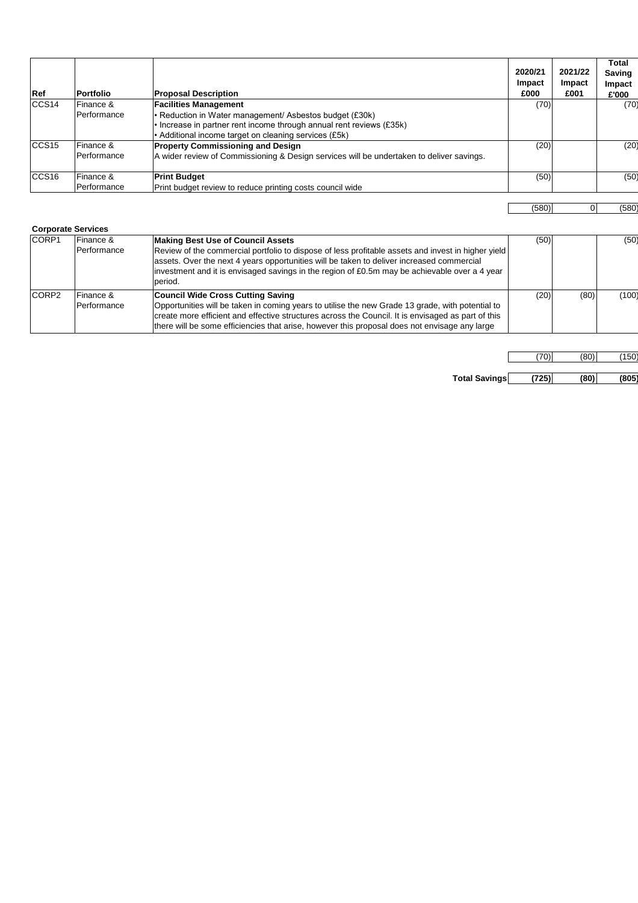| Ref | Portfolio | Proposal Description | 2020/21 Impact £000 | 2021/22 Impact £001 | Total Saving Impact £'000 |
|---|---|---|---|---|---|
| CCS14 | Finance & Performance | **Facilities Management**<br>• Reduction in Water management/ Asbestos budget (£30k)<br>• Increase in partner rent income through annual rent reviews (£35k)<br>• Additional income target on cleaning services (£5k) | (70) | | (70) |
| CCS15 | Finance & Performance | **Property Commissioning and Design**<br>A wider review of Commissioning & Design services will be undertaken to deliver savings. | (20) | | (20) |
| CCS16 | Finance & Performance | **Print Budget**<br>Print budget review to reduce printing costs council wide | (50) | | (50) |
| | | | (580) | 0 | (580) |
| **Corporate Services** | | | | | |
| CORP1 | Finance & Performance | **Making Best Use of Council Assets**<br>Review of the commercial portfolio to dispose of less profitable assets and invest in higher yield assets. Over the next 4 years opportunities will be taken to deliver increased commercial investment and it is envisaged savings in the region of £0.5m may be achievable over a 4 year period. | (50) | | (50) |
| CORP2 | Finance & Performance | **Council Wide Cross Cutting Saving**<br>Opportunities will be taken in coming years to utilise the new Grade 13 grade, with potential to create more efficient and effective structures across the Council. It is envisaged as part of this there will be some efficiencies that arise, however this proposal does not envisage any large | (20) | (80) | (100) |
| | | | (70) | (80) | (150) |
| | | **Total Savings** | **(725)** | **(80)** | **(805)** |